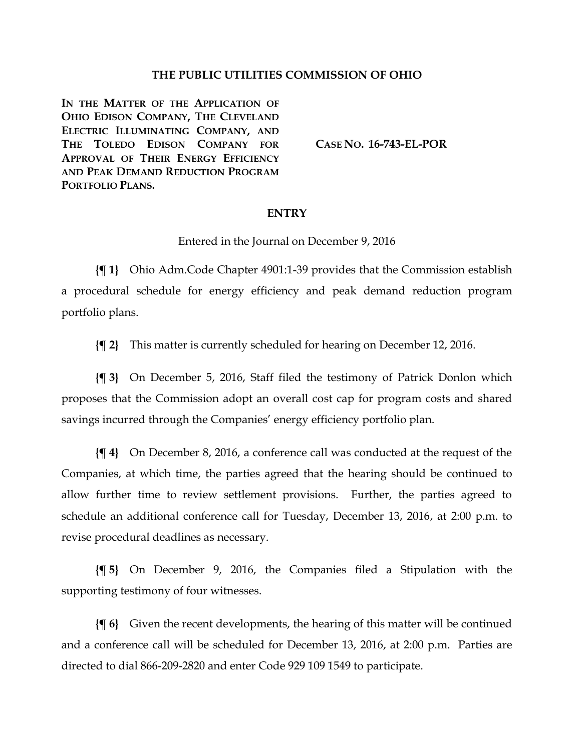# THE PUBLIC UTILITIES COMMISSION OF OHIO

**IN THE MATTER OF THE APPLICATION OF OHIO EDISON COMPANY, THE CLEVELAND ELECTRIC ILLUMINATING COMPANY, AND THE TOLEDO EDISON COMPANY FOR APPROVAL OF THEIR ENERGY EFFICIENCY AND PEAK DEMAND REDUCTION PROGRAM PORTFOLIO PLANS.**

**CASE NO. 16-743-EL-POR**

## ENTRY

Entered in the Journal on December 9, 2016

**{¶ 1}** Ohio Adm.Code Chapter 4901:1-39 provides that the Commission establish a procedural schedule for energy efficiency and peak demand reduction program portfolio plans.

**{¶ 2}** This matter is currently scheduled for hearing on December 12, 2016.

**{¶ 3}** On December 5, 2016, Staff filed the testimony of Patrick Donlon which proposes that the Commission adopt an overall cost cap for program costs and shared savings incurred through the Companies' energy efficiency portfolio plan.

**{¶ 4}** On December 8, 2016, a conference call was conducted at the request of the Companies, at which time, the parties agreed that the hearing should be continued to allow further time to review settlement provisions. Further, the parties agreed to schedule an additional conference call for Tuesday, December 13, 2016, at 2:00 p.m. to revise procedural deadlines as necessary.

**{¶ 5}** On December 9, 2016, the Companies filed a Stipulation with the supporting testimony of four witnesses.

**{¶ 6}** Given the recent developments, the hearing of this matter will be continued and a conference call will be scheduled for December 13, 2016, at 2:00 p.m. Parties are directed to dial 866-209-2820 and enter Code 929 109 1549 to participate.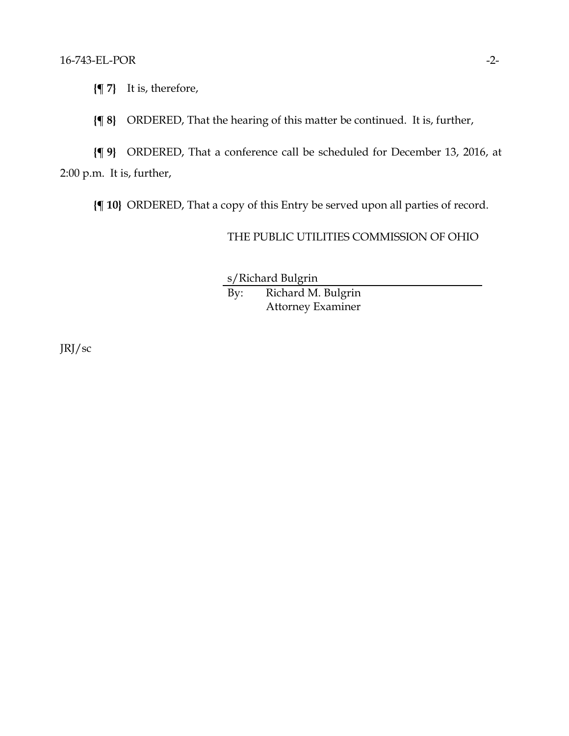**{¶ 7}** It is, therefore,

**{¶ 8}** ORDERED, That the hearing of this matter be continued. It is, further,

**{¶ 9}** ORDERED, That a conference call be scheduled for December 13, 2016, at 2:00 p.m. It is, further,

**{¶ 10}** ORDERED, That a copy of this Entry be served upon all parties of record.

THE PUBLIC UTILITIES COMMISSION OF OHIO

s/Richard Bulgrin

By: Richard M. Bulgrin
Attorney Examiner

JRJ/sc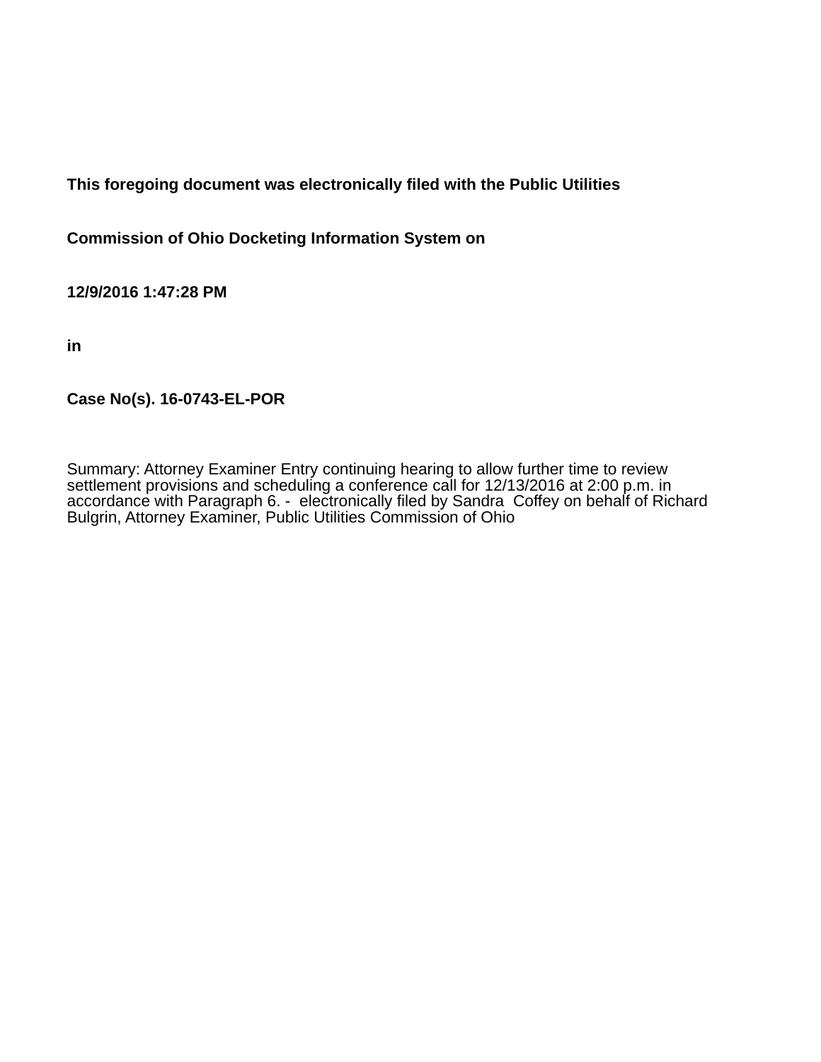**This foregoing document was electronically filed with the Public Utilities**

**Commission of Ohio Docketing Information System on**

**12/9/2016 1:47:28 PM**

**in**

**Case No(s). 16-0743-EL-POR**

Summary: Attorney Examiner Entry continuing hearing to allow further time to review settlement provisions and scheduling a conference call for 12/13/2016 at 2:00 p.m. in accordance with Paragraph 6. - electronically filed by Sandra Coffey on behalf of Richard Bulgrin, Attorney Examiner, Public Utilities Commission of Ohio